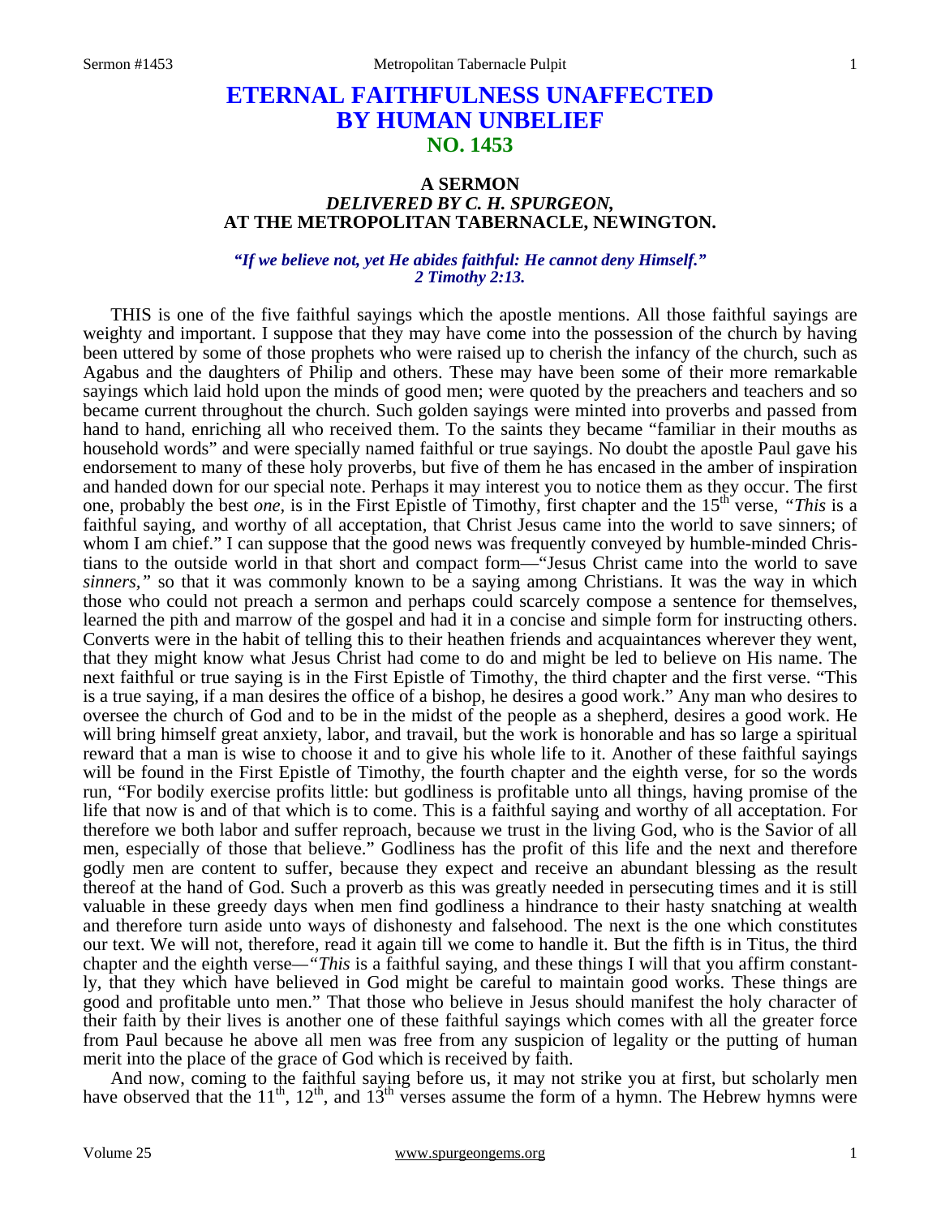# ETERNAL FAITHFULNESS UNAFFECTED BY HUMAN UNBELIEF
## NO. 1453

### A SERMON
### *DELIVERED BY C. H. SPURGEON,*
### AT THE METROPOLITAN TABERNACLE, NEWINGTON.

***"If we believe not, yet He abides faithful: He cannot deny Himself."***
***2 Timothy 2:13.***

THIS is one of the five faithful sayings which the apostle mentions. All those faithful sayings are weighty and important. I suppose that they may have come into the possession of the church by having been uttered by some of those prophets who were raised up to cherish the infancy of the church, such as Agabus and the daughters of Philip and others. These may have been some of their more remarkable sayings which laid hold upon the minds of good men; were quoted by the preachers and teachers and so became current throughout the church. Such golden sayings were minted into proverbs and passed from hand to hand, enriching all who received them. To the saints they became "familiar in their mouths as household words" and were specially named faithful or true sayings. No doubt the apostle Paul gave his endorsement to many of these holy proverbs, but five of them he has encased in the amber of inspiration and handed down for our special note. Perhaps it may interest you to notice them as they occur. The first one, probably the best *one,* is in the First Epistle of Timothy, first chapter and the 15th verse, *"This* is a faithful saying, and worthy of all acceptation, that Christ Jesus came into the world to save sinners; of whom I am chief." I can suppose that the good news was frequently conveyed by humble-minded Christians to the outside world in that short and compact form—"Jesus Christ came into the world to save *sinners,"* so that it was commonly known to be a saying among Christians. It was the way in which those who could not preach a sermon and perhaps could scarcely compose a sentence for themselves, learned the pith and marrow of the gospel and had it in a concise and simple form for instructing others. Converts were in the habit of telling this to their heathen friends and acquaintances wherever they went, that they might know what Jesus Christ had come to do and might be led to believe on His name. The next faithful or true saying is in the First Epistle of Timothy, the third chapter and the first verse. "This is a true saying, if a man desires the office of a bishop, he desires a good work." Any man who desires to oversee the church of God and to be in the midst of the people as a shepherd, desires a good work. He will bring himself great anxiety, labor, and travail, but the work is honorable and has so large a spiritual reward that a man is wise to choose it and to give his whole life to it. Another of these faithful sayings will be found in the First Epistle of Timothy, the fourth chapter and the eighth verse, for so the words run, "For bodily exercise profits little: but godliness is profitable unto all things, having promise of the life that now is and of that which is to come. This is a faithful saying and worthy of all acceptation. For therefore we both labor and suffer reproach, because we trust in the living God, who is the Savior of all men, especially of those that believe." Godliness has the profit of this life and the next and therefore godly men are content to suffer, because they expect and receive an abundant blessing as the result thereof at the hand of God. Such a proverb as this was greatly needed in persecuting times and it is still valuable in these greedy days when men find godliness a hindrance to their hasty snatching at wealth and therefore turn aside unto ways of dishonesty and falsehood. The next is the one which constitutes our text. We will not, therefore, read it again till we come to handle it. But the fifth is in Titus, the third chapter and the eighth verse—*"This* is a faithful saying, and these things I will that you affirm constantly, that they which have believed in God might be careful to maintain good works. These things are good and profitable unto men." That those who believe in Jesus should manifest the holy character of their faith by their lives is another one of these faithful sayings which comes with all the greater force from Paul because he above all men was free from any suspicion of legality or the putting of human merit into the place of the grace of God which is received by faith.

And now, coming to the faithful saying before us, it may not strike you at first, but scholarly men have observed that the 11th, 12th, and 13th verses assume the form of a hymn. The Hebrew hymns were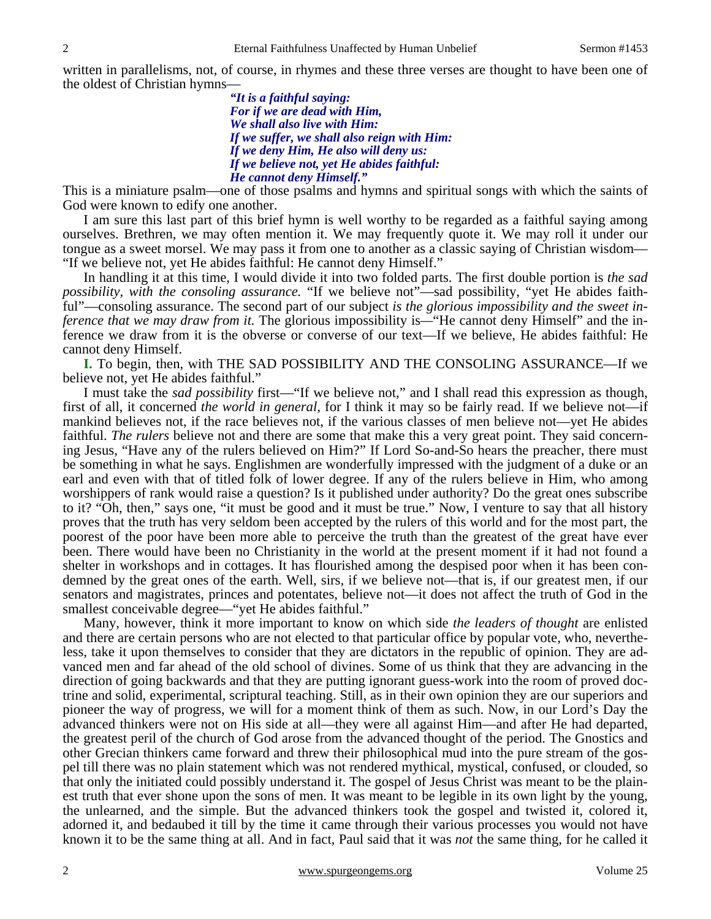written in parallelisms, not, of course, in rhymes and these three verses are thought to have been one of the oldest of Christian hymns—

> ***"It is a faithful saying:***
> ***For if we are dead with Him,***
> ***We shall also live with Him:***
> ***If we suffer, we shall also reign with Him:***
> ***If we deny Him, He also will deny us:***
> ***If we believe not, yet He abides faithful:***
> ***He cannot deny Himself."***

This is a miniature psalm—one of those psalms and hymns and spiritual songs with which the saints of God were known to edify one another.

I am sure this last part of this brief hymn is well worthy to be regarded as a faithful saying among ourselves. Brethren, we may often mention it. We may frequently quote it. We may roll it under our tongue as a sweet morsel. We may pass it from one to another as a classic saying of Christian wisdom—"If we believe not, yet He abides faithful: He cannot deny Himself."

In handling it at this time, I would divide it into two folded parts. The first double portion is *the sad possibility, with the consoling assurance.* "If we believe not"—sad possibility, "yet He abides faithful"—consoling assurance. The second part of our subject *is the glorious impossibility and the sweet inference that we may draw from it.* The glorious impossibility is—"He cannot deny Himself" and the inference we draw from it is the obverse or converse of our text—If we believe, He abides faithful: He cannot deny Himself.

**I.** To begin, then, with THE SAD POSSIBILITY AND THE CONSOLING ASSURANCE—If we believe not, yet He abides faithful."

I must take the *sad possibility* first—"If we believe not," and I shall read this expression as though, first of all, it concerned *the world in general,* for I think it may so be fairly read. If we believe not—if mankind believes not, if the race believes not, if the various classes of men believe not—yet He abides faithful. *The rulers* believe not and there are some that make this a very great point. They said concerning Jesus, "Have any of the rulers believed on Him?" If Lord So-and-So hears the preacher, there must be something in what he says. Englishmen are wonderfully impressed with the judgment of a duke or an earl and even with that of titled folk of lower degree. If any of the rulers believe in Him, who among worshippers of rank would raise a question? Is it published under authority? Do the great ones subscribe to it? "Oh, then," says one, "it must be good and it must be true." Now, I venture to say that all history proves that the truth has very seldom been accepted by the rulers of this world and for the most part, the poorest of the poor have been more able to perceive the truth than the greatest of the great have ever been. There would have been no Christianity in the world at the present moment if it had not found a shelter in workshops and in cottages. It has flourished among the despised poor when it has been condemned by the great ones of the earth. Well, sirs, if we believe not—that is, if our greatest men, if our senators and magistrates, princes and potentates, believe not—it does not affect the truth of God in the smallest conceivable degree—"yet He abides faithful."

Many, however, think it more important to know on which side *the leaders of thought* are enlisted and there are certain persons who are not elected to that particular office by popular vote, who, nevertheless, take it upon themselves to consider that they are dictators in the republic of opinion. They are advanced men and far ahead of the old school of divines. Some of us think that they are advancing in the direction of going backwards and that they are putting ignorant guess-work into the room of proved doctrine and solid, experimental, scriptural teaching. Still, as in their own opinion they are our superiors and pioneer the way of progress, we will for a moment think of them as such. Now, in our Lord's Day the advanced thinkers were not on His side at all—they were all against Him—and after He had departed, the greatest peril of the church of God arose from the advanced thought of the period. The Gnostics and other Grecian thinkers came forward and threw their philosophical mud into the pure stream of the gospel till there was no plain statement which was not rendered mythical, mystical, confused, or clouded, so that only the initiated could possibly understand it. The gospel of Jesus Christ was meant to be the plainest truth that ever shone upon the sons of men. It was meant to be legible in its own light by the young, the unlearned, and the simple. But the advanced thinkers took the gospel and twisted it, colored it, adorned it, and bedaubed it till by the time it came through their various processes you would not have known it to be the same thing at all. And in fact, Paul said that it was *not* the same thing, for he called it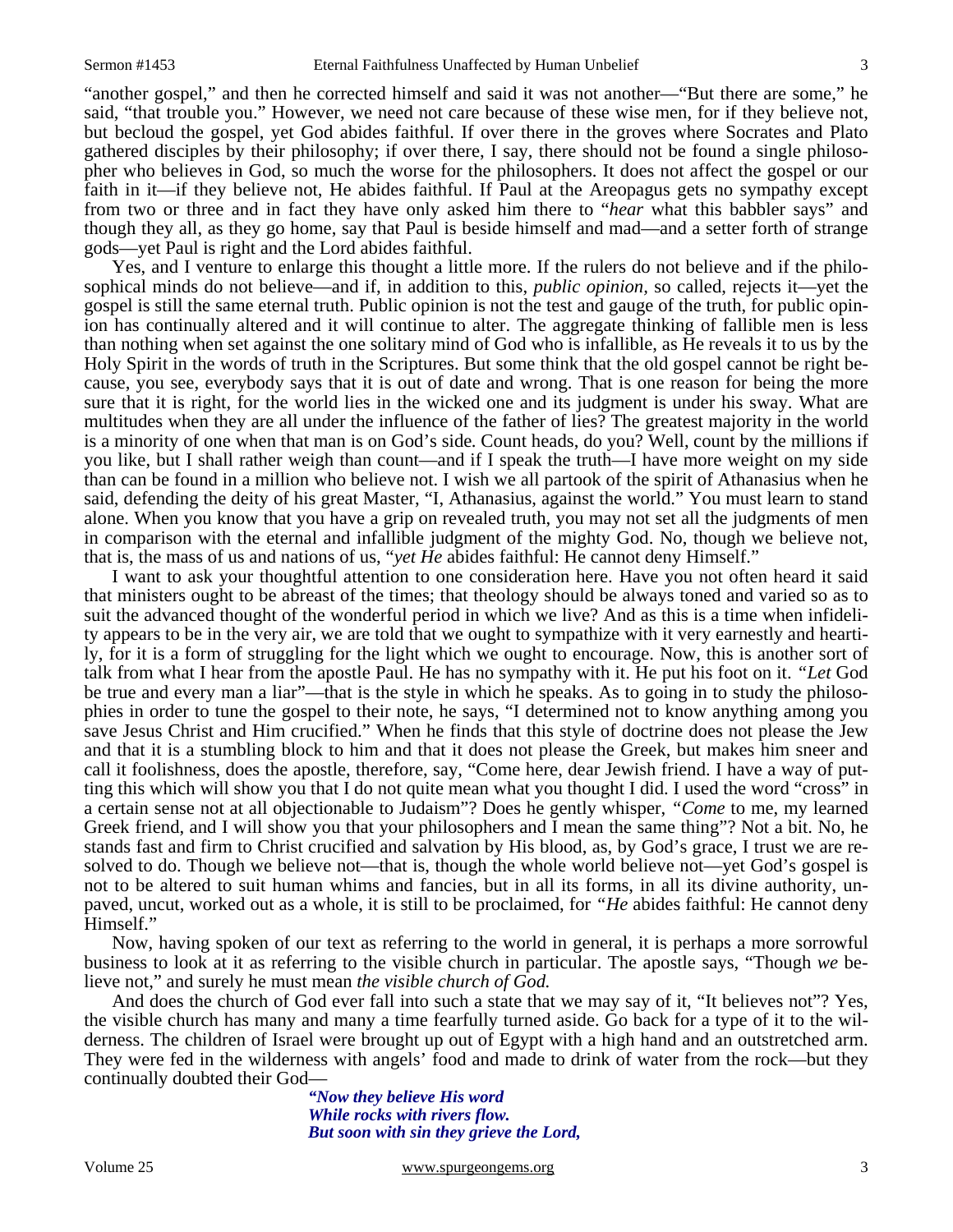"another gospel," and then he corrected himself and said it was not another—"But there are some," he said, "that trouble you." However, we need not care because of these wise men, for if they believe not, but becloud the gospel, yet God abides faithful. If over there in the groves where Socrates and Plato gathered disciples by their philosophy; if over there, I say, there should not be found a single philosopher who believes in God, so much the worse for the philosophers. It does not affect the gospel or our faith in it—if they believe not, He abides faithful. If Paul at the Areopagus gets no sympathy except from two or three and in fact they have only asked him there to "*hear* what this babbler says" and though they all, as they go home, say that Paul is beside himself and mad—and a setter forth of strange gods—yet Paul is right and the Lord abides faithful.

Yes, and I venture to enlarge this thought a little more. If the rulers do not believe and if the philosophical minds do not believe—and if, in addition to this, *public opinion,* so called, rejects it—yet the gospel is still the same eternal truth. Public opinion is not the test and gauge of the truth, for public opinion has continually altered and it will continue to alter. The aggregate thinking of fallible men is less than nothing when set against the one solitary mind of God who is infallible, as He reveals it to us by the Holy Spirit in the words of truth in the Scriptures. But some think that the old gospel cannot be right because, you see, everybody says that it is out of date and wrong. That is one reason for being the more sure that it is right, for the world lies in the wicked one and its judgment is under his sway. What are multitudes when they are all under the influence of the father of lies? The greatest majority in the world is a minority of one when that man is on God's side*.* Count heads, do you? Well, count by the millions if you like, but I shall rather weigh than count—and if I speak the truth—I have more weight on my side than can be found in a million who believe not. I wish we all partook of the spirit of Athanasius when he said, defending the deity of his great Master, "I, Athanasius, against the world." You must learn to stand alone. When you know that you have a grip on revealed truth, you may not set all the judgments of men in comparison with the eternal and infallible judgment of the mighty God. No, though we believe not, that is, the mass of us and nations of us, "*yet He* abides faithful: He cannot deny Himself."

I want to ask your thoughtful attention to one consideration here. Have you not often heard it said that ministers ought to be abreast of the times; that theology should be always toned and varied so as to suit the advanced thought of the wonderful period in which we live? And as this is a time when infidelity appears to be in the very air, we are told that we ought to sympathize with it very earnestly and heartily, for it is a form of struggling for the light which we ought to encourage. Now, this is another sort of talk from what I hear from the apostle Paul. He has no sympathy with it. He put his foot on it. *"Let* God be true and every man a liar"—that is the style in which he speaks. As to going in to study the philosophies in order to tune the gospel to their note, he says, "I determined not to know anything among you save Jesus Christ and Him crucified." When he finds that this style of doctrine does not please the Jew and that it is a stumbling block to him and that it does not please the Greek, but makes him sneer and call it foolishness, does the apostle, therefore, say, "Come here, dear Jewish friend. I have a way of putting this which will show you that I do not quite mean what you thought I did. I used the word "cross" in a certain sense not at all objectionable to Judaism"? Does he gently whisper, *"Come* to me, my learned Greek friend, and I will show you that your philosophers and I mean the same thing"? Not a bit. No, he stands fast and firm to Christ crucified and salvation by His blood, as, by God's grace, I trust we are resolved to do. Though we believe not—that is, though the whole world believe not—yet God's gospel is not to be altered to suit human whims and fancies, but in all its forms, in all its divine authority, unpaved, uncut, worked out as a whole, it is still to be proclaimed, for *"He* abides faithful: He cannot deny Himself."

Now, having spoken of our text as referring to the world in general, it is perhaps a more sorrowful business to look at it as referring to the visible church in particular. The apostle says, "Though *we* believe not," and surely he must mean *the visible church of God.*

And does the church of God ever fall into such a state that we may say of it, "It believes not"? Yes, the visible church has many and many a time fearfully turned aside. Go back for a type of it to the wilderness. The children of Israel were brought up out of Egypt with a high hand and an outstretched arm. They were fed in the wilderness with angels' food and made to drink of water from the rock—but they continually doubted their God—

> ***"Now they believe His word***
> ***While rocks with rivers flow.***
> ***But soon with sin they grieve the Lord,***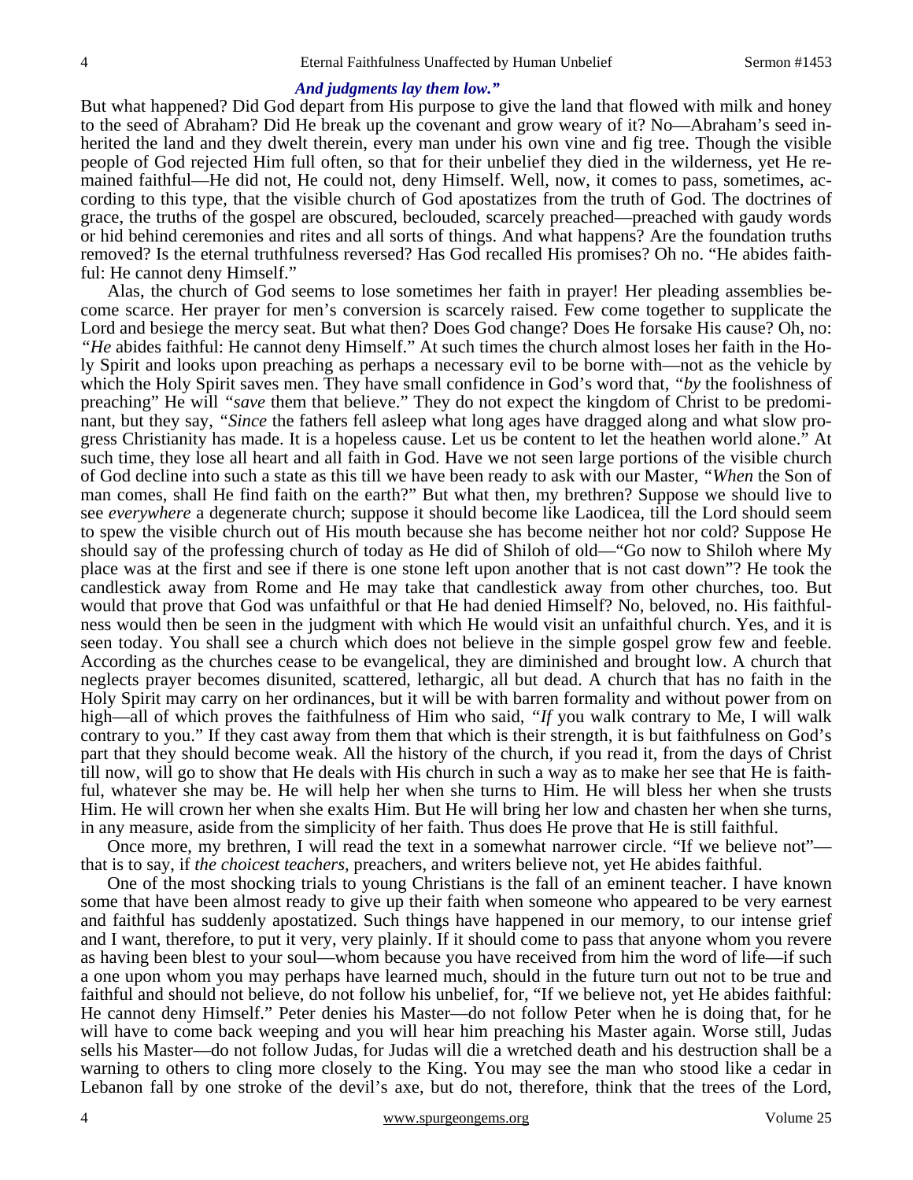***And judgments lay them low."***

But what happened? Did God depart from His purpose to give the land that flowed with milk and honey to the seed of Abraham? Did He break up the covenant and grow weary of it? No—Abraham's seed inherited the land and they dwelt therein, every man under his own vine and fig tree. Though the visible people of God rejected Him full often, so that for their unbelief they died in the wilderness, yet He remained faithful—He did not, He could not, deny Himself. Well, now, it comes to pass, sometimes, according to this type, that the visible church of God apostatizes from the truth of God. The doctrines of grace, the truths of the gospel are obscured, beclouded, scarcely preached—preached with gaudy words or hid behind ceremonies and rites and all sorts of things. And what happens? Are the foundation truths removed? Is the eternal truthfulness reversed? Has God recalled His promises? Oh no. "He abides faithful: He cannot deny Himself."

Alas, the church of God seems to lose sometimes her faith in prayer! Her pleading assemblies become scarce. Her prayer for men's conversion is scarcely raised. Few come together to supplicate the Lord and besiege the mercy seat. But what then? Does God change? Does He forsake His cause? Oh, no: *"He* abides faithful: He cannot deny Himself." At such times the church almost loses her faith in the Holy Spirit and looks upon preaching as perhaps a necessary evil to be borne with—not as the vehicle by which the Holy Spirit saves men. They have small confidence in God's word that, *"by* the foolishness of preaching" He will *"save* them that believe." They do not expect the kingdom of Christ to be predominant, but they say, *"Since* the fathers fell asleep what long ages have dragged along and what slow progress Christianity has made. It is a hopeless cause. Let us be content to let the heathen world alone." At such time, they lose all heart and all faith in God. Have we not seen large portions of the visible church of God decline into such a state as this till we have been ready to ask with our Master, *"When* the Son of man comes, shall He find faith on the earth?" But what then, my brethren? Suppose we should live to see *everywhere* a degenerate church; suppose it should become like Laodicea, till the Lord should seem to spew the visible church out of His mouth because she has become neither hot nor cold? Suppose He should say of the professing church of today as He did of Shiloh of old—"Go now to Shiloh where My place was at the first and see if there is one stone left upon another that is not cast down"? He took the candlestick away from Rome and He may take that candlestick away from other churches, too. But would that prove that God was unfaithful or that He had denied Himself? No, beloved, no. His faithfulness would then be seen in the judgment with which He would visit an unfaithful church. Yes, and it is seen today. You shall see a church which does not believe in the simple gospel grow few and feeble. According as the churches cease to be evangelical, they are diminished and brought low. A church that neglects prayer becomes disunited, scattered, lethargic, all but dead. A church that has no faith in the Holy Spirit may carry on her ordinances, but it will be with barren formality and without power from on high—all of which proves the faithfulness of Him who said, *"If* you walk contrary to Me, I will walk contrary to you." If they cast away from them that which is their strength, it is but faithfulness on God's part that they should become weak. All the history of the church, if you read it, from the days of Christ till now, will go to show that He deals with His church in such a way as to make her see that He is faithful, whatever she may be. He will help her when she turns to Him. He will bless her when she trusts Him. He will crown her when she exalts Him. But He will bring her low and chasten her when she turns, in any measure, aside from the simplicity of her faith. Thus does He prove that He is still faithful.

Once more, my brethren, I will read the text in a somewhat narrower circle. "If we believe not"—that is to say, if *the choicest teachers*, preachers, and writers believe not, yet He abides faithful.

One of the most shocking trials to young Christians is the fall of an eminent teacher. I have known some that have been almost ready to give up their faith when someone who appeared to be very earnest and faithful has suddenly apostatized. Such things have happened in our memory, to our intense grief and I want, therefore, to put it very, very plainly. If it should come to pass that anyone whom you revere as having been blest to your soul—whom because you have received from him the word of life—if such a one upon whom you may perhaps have learned much, should in the future turn out not to be true and faithful and should not believe, do not follow his unbelief, for, "If we believe not, yet He abides faithful: He cannot deny Himself." Peter denies his Master—do not follow Peter when he is doing that, for he will have to come back weeping and you will hear him preaching his Master again. Worse still, Judas sells his Master—do not follow Judas, for Judas will die a wretched death and his destruction shall be a warning to others to cling more closely to the King. You may see the man who stood like a cedar in Lebanon fall by one stroke of the devil's axe, but do not, therefore, think that the trees of the Lord,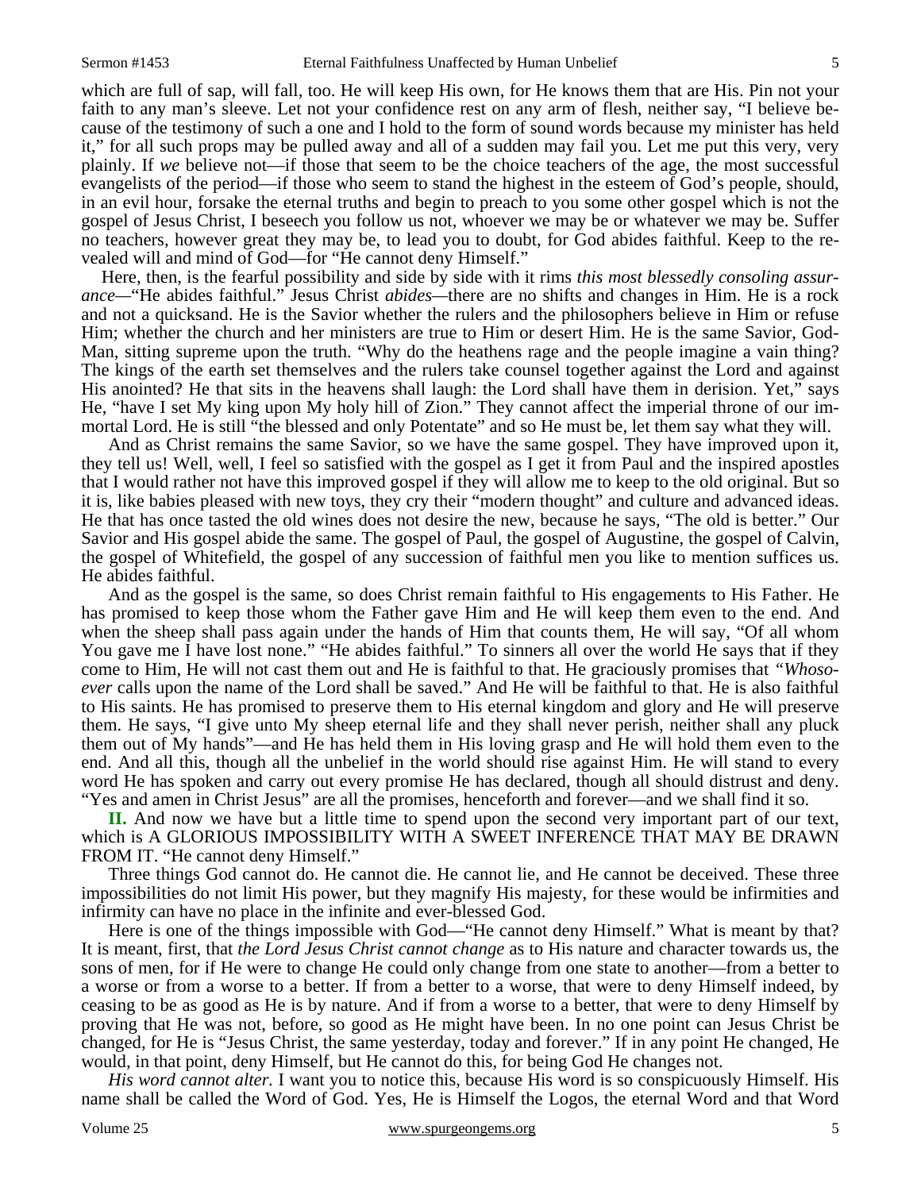which are full of sap, will fall, too. He will keep His own, for He knows them that are His. Pin not your faith to any man's sleeve. Let not your confidence rest on any arm of flesh, neither say, "I believe because of the testimony of such a one and I hold to the form of sound words because my minister has held it," for all such props may be pulled away and all of a sudden may fail you. Let me put this very, very plainly. If *we* believe not—if those that seem to be the choice teachers of the age, the most successful evangelists of the period—if those who seem to stand the highest in the esteem of God's people, should, in an evil hour, forsake the eternal truths and begin to preach to you some other gospel which is not the gospel of Jesus Christ, I beseech you follow us not, whoever we may be or whatever we may be. Suffer no teachers, however great they may be, to lead you to doubt, for God abides faithful. Keep to the revealed will and mind of God—for "He cannot deny Himself."

Here, then, is the fearful possibility and side by side with it rims *this most blessedly consoling assurance*—"He abides faithful." Jesus Christ *abides*—there are no shifts and changes in Him. He is a rock and not a quicksand. He is the Savior whether the rulers and the philosophers believe in Him or refuse Him; whether the church and her ministers are true to Him or desert Him. He is the same Savior, God-Man, sitting supreme upon the truth. "Why do the heathens rage and the people imagine a vain thing? The kings of the earth set themselves and the rulers take counsel together against the Lord and against His anointed? He that sits in the heavens shall laugh: the Lord shall have them in derision. Yet," says He, "have I set My king upon My holy hill of Zion." They cannot affect the imperial throne of our immortal Lord. He is still "the blessed and only Potentate" and so He must be, let them say what they will.

And as Christ remains the same Savior, so we have the same gospel. They have improved upon it, they tell us! Well, well, I feel so satisfied with the gospel as I get it from Paul and the inspired apostles that I would rather not have this improved gospel if they will allow me to keep to the old original. But so it is, like babies pleased with new toys, they cry their "modern thought" and culture and advanced ideas. He that has once tasted the old wines does not desire the new, because he says, "The old is better." Our Savior and His gospel abide the same. The gospel of Paul, the gospel of Augustine, the gospel of Calvin, the gospel of Whitefield, the gospel of any succession of faithful men you like to mention suffices us. He abides faithful.

And as the gospel is the same, so does Christ remain faithful to His engagements to His Father. He has promised to keep those whom the Father gave Him and He will keep them even to the end. And when the sheep shall pass again under the hands of Him that counts them, He will say, "Of all whom You gave me I have lost none." "He abides faithful." To sinners all over the world He says that if they come to Him, He will not cast them out and He is faithful to that. He graciously promises that *"Whosoever* calls upon the name of the Lord shall be saved." And He will be faithful to that. He is also faithful to His saints. He has promised to preserve them to His eternal kingdom and glory and He will preserve them. He says, "I give unto My sheep eternal life and they shall never perish, neither shall any pluck them out of My hands"—and He has held them in His loving grasp and He will hold them even to the end. And all this, though all the unbelief in the world should rise against Him. He will stand to every word He has spoken and carry out every promise He has declared, though all should distrust and deny. "Yes and amen in Christ Jesus" are all the promises, henceforth and forever—and we shall find it so.

**II.** And now we have but a little time to spend upon the second very important part of our text, which is A GLORIOUS IMPOSSIBILITY WITH A SWEET INFERENCE THAT MAY BE DRAWN FROM IT. "He cannot deny Himself."

Three things God cannot do. He cannot die. He cannot lie, and He cannot be deceived. These three impossibilities do not limit His power, but they magnify His majesty, for these would be infirmities and infirmity can have no place in the infinite and ever-blessed God.

Here is one of the things impossible with God—"He cannot deny Himself." What is meant by that? It is meant, first, that *the Lord Jesus Christ cannot change* as to His nature and character towards us, the sons of men, for if He were to change He could only change from one state to another—from a better to a worse or from a worse to a better. If from a better to a worse, that were to deny Himself indeed, by ceasing to be as good as He is by nature. And if from a worse to a better, that were to deny Himself by proving that He was not, before, so good as He might have been. In no one point can Jesus Christ be changed, for He is "Jesus Christ, the same yesterday, today and forever." If in any point He changed, He would, in that point, deny Himself, but He cannot do this, for being God He changes not.

*His word cannot alter.* I want you to notice this, because His word is so conspicuously Himself. His name shall be called the Word of God. Yes, He is Himself the Logos, the eternal Word and that Word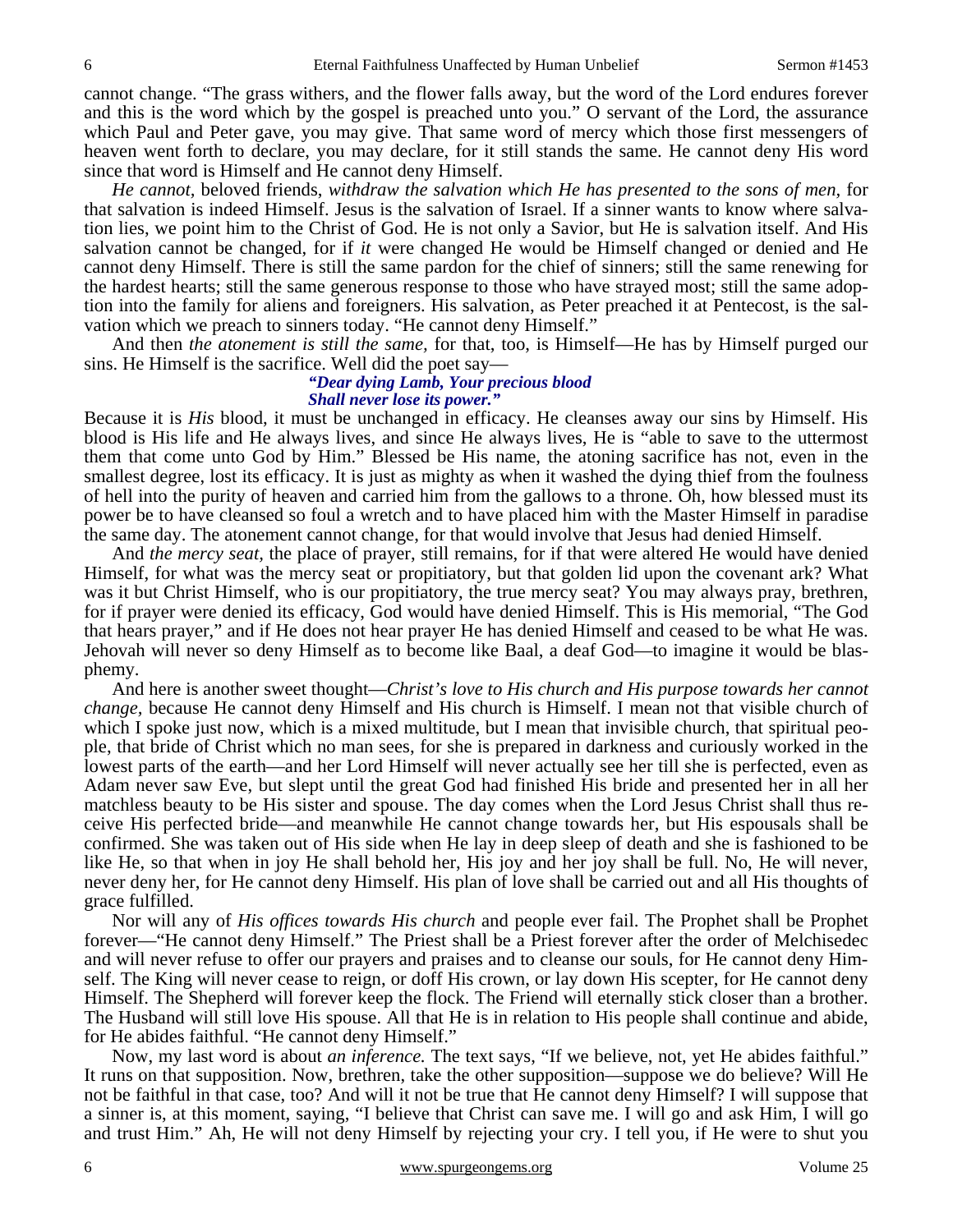cannot change. "The grass withers, and the flower falls away, but the word of the Lord endures forever and this is the word which by the gospel is preached unto you." O servant of the Lord, the assurance which Paul and Peter gave, you may give. That same word of mercy which those first messengers of heaven went forth to declare, you may declare, for it still stands the same. He cannot deny His word since that word is Himself and He cannot deny Himself.

*He cannot,* beloved friends, *withdraw the salvation which He has presented to the sons of men,* for that salvation is indeed Himself. Jesus is the salvation of Israel. If a sinner wants to know where salvation lies, we point him to the Christ of God. He is not only a Savior, but He is salvation itself. And His salvation cannot be changed, for if *it* were changed He would be Himself changed or denied and He cannot deny Himself. There is still the same pardon for the chief of sinners; still the same renewing for the hardest hearts; still the same generous response to those who have strayed most; still the same adoption into the family for aliens and foreigners. His salvation, as Peter preached it at Pentecost, is the salvation which we preach to sinners today. "He cannot deny Himself."

And then *the atonement is still the same,* for that, too, is Himself—He has by Himself purged our sins. He Himself is the sacrifice. Well did the poet say—

> ***"Dear dying Lamb, Your precious blood***
> ***Shall never lose its power."***

Because it is *His* blood, it must be unchanged in efficacy. He cleanses away our sins by Himself. His blood is His life and He always lives, and since He always lives, He is "able to save to the uttermost them that come unto God by Him." Blessed be His name, the atoning sacrifice has not, even in the smallest degree, lost its efficacy. It is just as mighty as when it washed the dying thief from the foulness of hell into the purity of heaven and carried him from the gallows to a throne. Oh, how blessed must its power be to have cleansed so foul a wretch and to have placed him with the Master Himself in paradise the same day. The atonement cannot change, for that would involve that Jesus had denied Himself.

And *the mercy seat,* the place of prayer, still remains, for if that were altered He would have denied Himself, for what was the mercy seat or propitiatory, but that golden lid upon the covenant ark? What was it but Christ Himself, who is our propitiatory, the true mercy seat? You may always pray, brethren, for if prayer were denied its efficacy, God would have denied Himself. This is His memorial, "The God that hears prayer," and if He does not hear prayer He has denied Himself and ceased to be what He was. Jehovah will never so deny Himself as to become like Baal, a deaf God—to imagine it would be blasphemy.

And here is another sweet thought—*Christ's love to His church and His purpose towards her cannot change,* because He cannot deny Himself and His church is Himself. I mean not that visible church of which I spoke just now, which is a mixed multitude, but I mean that invisible church, that spiritual people, that bride of Christ which no man sees, for she is prepared in darkness and curiously worked in the lowest parts of the earth—and her Lord Himself will never actually see her till she is perfected, even as Adam never saw Eve, but slept until the great God had finished His bride and presented her in all her matchless beauty to be His sister and spouse. The day comes when the Lord Jesus Christ shall thus receive His perfected bride—and meanwhile He cannot change towards her, but His espousals shall be confirmed. She was taken out of His side when He lay in deep sleep of death and she is fashioned to be like He, so that when in joy He shall behold her, His joy and her joy shall be full. No, He will never, never deny her, for He cannot deny Himself. His plan of love shall be carried out and all His thoughts of grace fulfilled.

Nor will any of *His offices towards His church* and people ever fail. The Prophet shall be Prophet forever—"He cannot deny Himself." The Priest shall be a Priest forever after the order of Melchisedec and will never refuse to offer our prayers and praises and to cleanse our souls, for He cannot deny Himself. The King will never cease to reign, or doff His crown, or lay down His scepter, for He cannot deny Himself. The Shepherd will forever keep the flock. The Friend will eternally stick closer than a brother. The Husband will still love His spouse. All that He is in relation to His people shall continue and abide, for He abides faithful. "He cannot deny Himself."

Now, my last word is about *an inference.* The text says, "If we believe, not, yet He abides faithful." It runs on that supposition. Now, brethren, take the other supposition—suppose we do believe? Will He not be faithful in that case, too? And will it not be true that He cannot deny Himself? I will suppose that a sinner is, at this moment, saying, "I believe that Christ can save me. I will go and ask Him, I will go and trust Him." Ah, He will not deny Himself by rejecting your cry. I tell you, if He were to shut you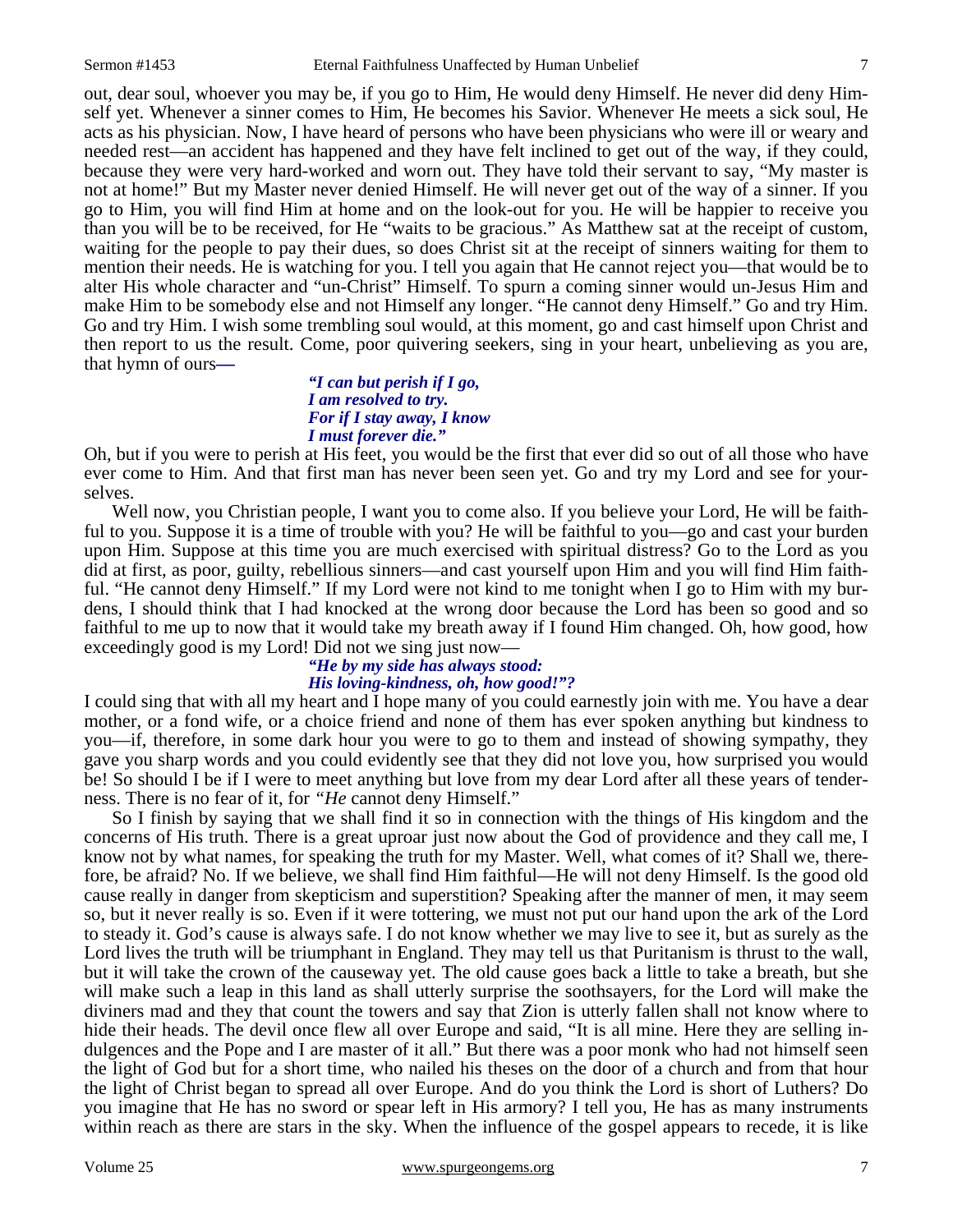out, dear soul, whoever you may be, if you go to Him, He would deny Himself. He never did deny Himself yet. Whenever a sinner comes to Him, He becomes his Savior. Whenever He meets a sick soul, He acts as his physician. Now, I have heard of persons who have been physicians who were ill or weary and needed rest—an accident has happened and they have felt inclined to get out of the way, if they could, because they were very hard-worked and worn out. They have told their servant to say, "My master is not at home!" But my Master never denied Himself. He will never get out of the way of a sinner. If you go to Him, you will find Him at home and on the look-out for you. He will be happier to receive you than you will be to be received, for He "waits to be gracious." As Matthew sat at the receipt of custom, waiting for the people to pay their dues, so does Christ sit at the receipt of sinners waiting for them to mention their needs. He is watching for you. I tell you again that He cannot reject you—that would be to alter His whole character and "un-Christ" Himself. To spurn a coming sinner would un-Jesus Him and make Him to be somebody else and not Himself any longer. "He cannot deny Himself." Go and try Him. Go and try Him. I wish some trembling soul would, at this moment, go and cast himself upon Christ and then report to us the result. Come, poor quivering seekers, sing in your heart, unbelieving as you are, that hymn of ours—

> ***"I can but perish if I go,***
> ***I am resolved to try.***
> ***For if I stay away, I know***
> ***I must forever die."***

Oh, but if you were to perish at His feet, you would be the first that ever did so out of all those who have ever come to Him. And that first man has never been seen yet. Go and try my Lord and see for yourselves.

Well now, you Christian people, I want you to come also. If you believe your Lord, He will be faithful to you. Suppose it is a time of trouble with you? He will be faithful to you—go and cast your burden upon Him. Suppose at this time you are much exercised with spiritual distress? Go to the Lord as you did at first, as poor, guilty, rebellious sinners—and cast yourself upon Him and you will find Him faithful. "He cannot deny Himself." If my Lord were not kind to me tonight when I go to Him with my burdens, I should think that I had knocked at the wrong door because the Lord has been so good and so faithful to me up to now that it would take my breath away if I found Him changed. Oh, how good, how exceedingly good is my Lord! Did not we sing just now—

> ***"He by my side has always stood:***
> ***His loving-kindness, oh, how good!"?***

I could sing that with all my heart and I hope many of you could earnestly join with me. You have a dear mother, or a fond wife, or a choice friend and none of them has ever spoken anything but kindness to you—if, therefore, in some dark hour you were to go to them and instead of showing sympathy, they gave you sharp words and you could evidently see that they did not love you, how surprised you would be! So should I be if I were to meet anything but love from my dear Lord after all these years of tenderness. There is no fear of it, for *"He* cannot deny Himself."

So I finish by saying that we shall find it so in connection with the things of His kingdom and the concerns of His truth. There is a great uproar just now about the God of providence and they call me, I know not by what names, for speaking the truth for my Master. Well, what comes of it? Shall we, therefore, be afraid? No. If we believe, we shall find Him faithful—He will not deny Himself. Is the good old cause really in danger from skepticism and superstition? Speaking after the manner of men, it may seem so, but it never really is so. Even if it were tottering, we must not put our hand upon the ark of the Lord to steady it. God's cause is always safe. I do not know whether we may live to see it, but as surely as the Lord lives the truth will be triumphant in England. They may tell us that Puritanism is thrust to the wall, but it will take the crown of the causeway yet. The old cause goes back a little to take a breath, but she will make such a leap in this land as shall utterly surprise the soothsayers, for the Lord will make the diviners mad and they that count the towers and say that Zion is utterly fallen shall not know where to hide their heads. The devil once flew all over Europe and said, "It is all mine. Here they are selling indulgences and the Pope and I are master of it all." But there was a poor monk who had not himself seen the light of God but for a short time, who nailed his theses on the door of a church and from that hour the light of Christ began to spread all over Europe. And do you think the Lord is short of Luthers? Do you imagine that He has no sword or spear left in His armory? I tell you, He has as many instruments within reach as there are stars in the sky. When the influence of the gospel appears to recede, it is like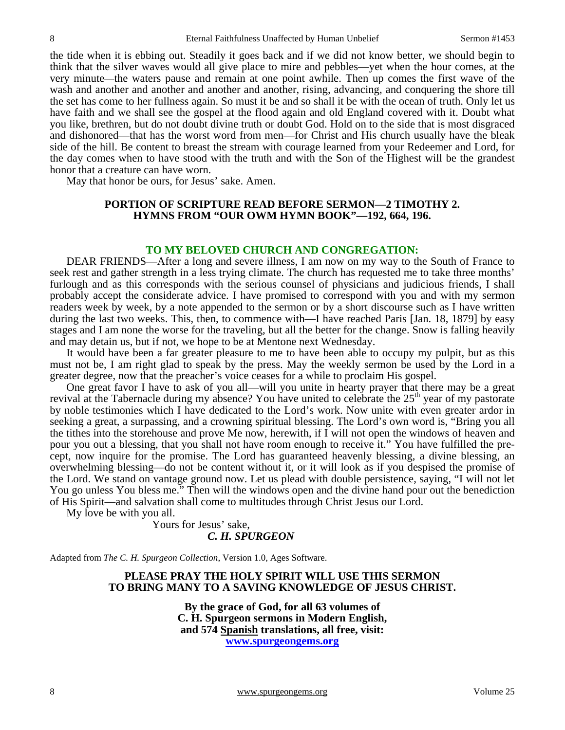the tide when it is ebbing out. Steadily it goes back and if we did not know better, we should begin to think that the silver waves would all give place to mire and pebbles—yet when the hour comes, at the very minute—the waters pause and remain at one point awhile. Then up comes the first wave of the wash and another and another and another and another, rising, advancing, and conquering the shore till the set has come to her fullness again. So must it be and so shall it be with the ocean of truth. Only let us have faith and we shall see the gospel at the flood again and old England covered with it. Doubt what you like, brethren, but do not doubt divine truth or doubt God. Hold on to the side that is most disgraced and dishonored—that has the worst word from men—for Christ and His church usually have the bleak side of the hill. Be content to breast the stream with courage learned from your Redeemer and Lord, for the day comes when to have stood with the truth and with the Son of the Highest will be the grandest honor that a creature can have worn.

May that honor be ours, for Jesus' sake. Amen.

**PORTION OF SCRIPTURE READ BEFORE SERMON—2 TIMOTHY 2.**
**HYMNS FROM "OUR OWM HYMN BOOK"—192, 664, 196.**

## TO MY BELOVED CHURCH AND CONGREGATION:

DEAR FRIENDS—After a long and severe illness, I am now on my way to the South of France to seek rest and gather strength in a less trying climate. The church has requested me to take three months' furlough and as this corresponds with the serious counsel of physicians and judicious friends, I shall probably accept the considerate advice. I have promised to correspond with you and with my sermon readers week by week, by a note appended to the sermon or by a short discourse such as I have written during the last two weeks. This, then, to commence with—I have reached Paris [Jan. 18, 1879] by easy stages and I am none the worse for the traveling, but all the better for the change. Snow is falling heavily and may detain us, but if not, we hope to be at Mentone next Wednesday.

It would have been a far greater pleasure to me to have been able to occupy my pulpit, but as this must not be, I am right glad to speak by the press. May the weekly sermon be used by the Lord in a greater degree, now that the preacher's voice ceases for a while to proclaim His gospel.

One great favor I have to ask of you all—will you unite in hearty prayer that there may be a great revival at the Tabernacle during my absence? You have united to celebrate the 25th year of my pastorate by noble testimonies which I have dedicated to the Lord's work. Now unite with even greater ardor in seeking a great, a surpassing, and a crowning spiritual blessing. The Lord's own word is, "Bring you all the tithes into the storehouse and prove Me now, herewith, if I will not open the windows of heaven and pour you out a blessing, that you shall not have room enough to receive it." You have fulfilled the precept, now inquire for the promise. The Lord has guaranteed heavenly blessing, a divine blessing, an overwhelming blessing—do not be content without it, or it will look as if you despised the promise of the Lord. We stand on vantage ground now. Let us plead with double persistence, saying, "I will not let You go unless You bless me." Then will the windows open and the divine hand pour out the benediction of His Spirit—and salvation shall come to multitudes through Christ Jesus our Lord.

My love be with you all.

Yours for Jesus' sake,
***C. H. SPURGEON***

Adapted from *The C. H. Spurgeon Collection*, Version 1.0, Ages Software.

**PLEASE PRAY THE HOLY SPIRIT WILL USE THIS SERMON TO BRING MANY TO A SAVING KNOWLEDGE OF JESUS CHRIST.**

**By the grace of God, for all 63 volumes of C. H. Spurgeon sermons in Modern English, and 574 Spanish translations, all free, visit: www.spurgeongems.org**